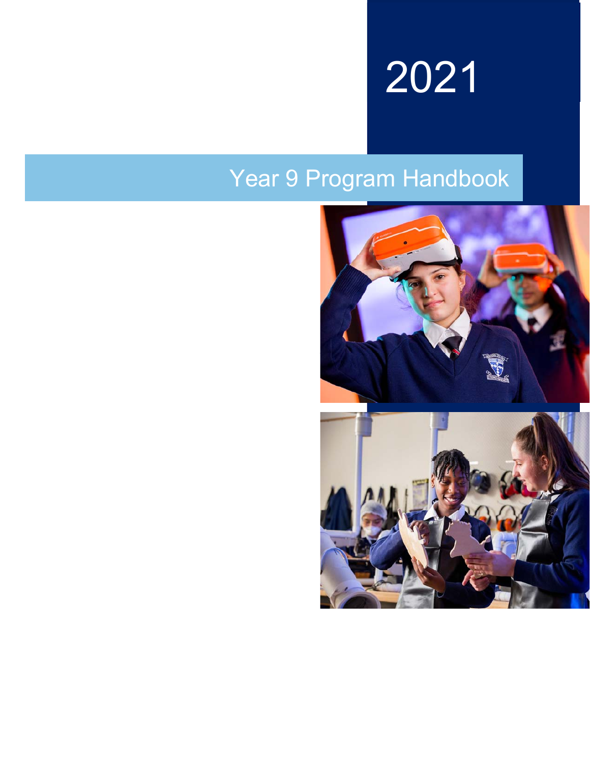# 2021

## Year 9 Program Handbook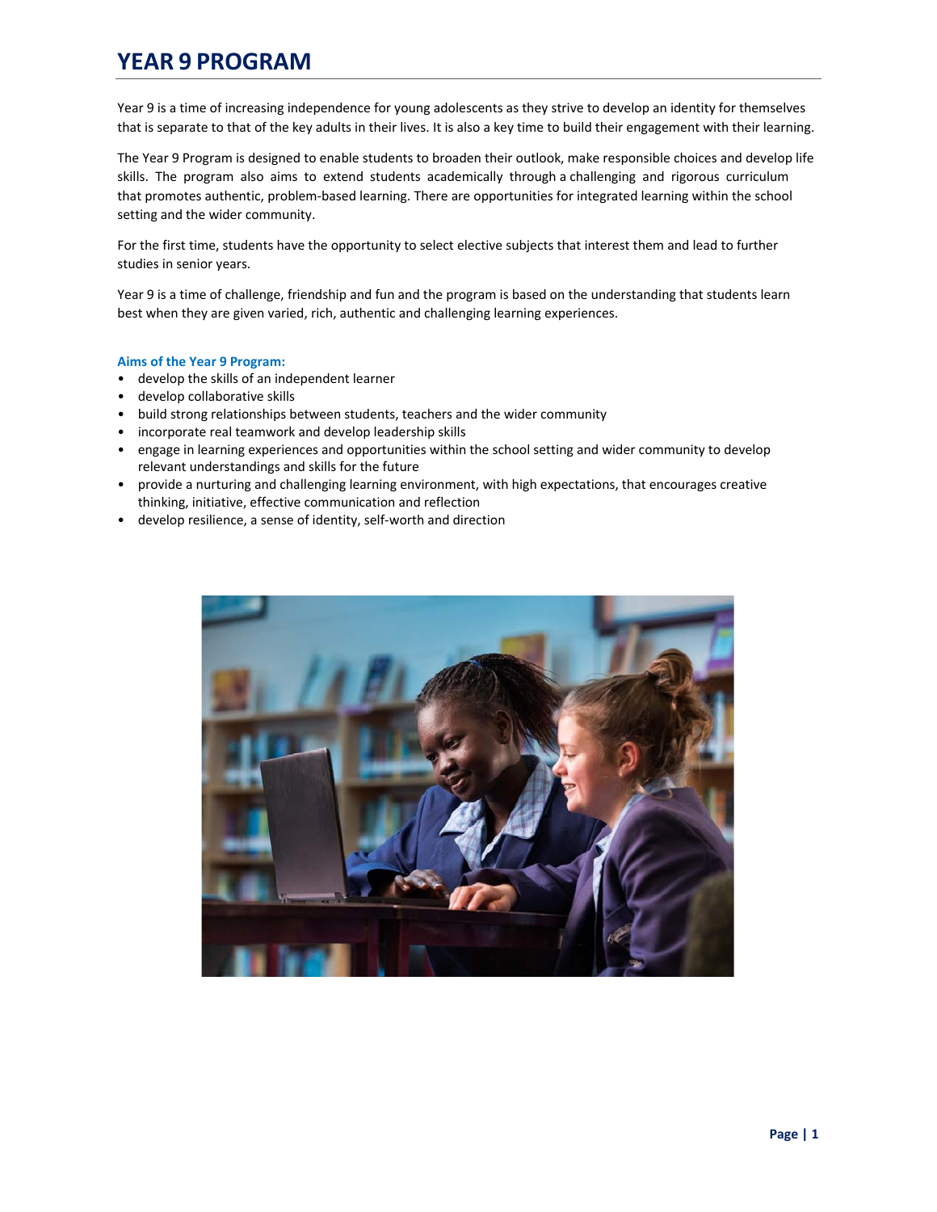# YEAR 9 PROGRAM

Year 9 is a time of increasing independence for young adolescents as they strive to develop an identity for themselves that is separate to that of the key adults in their lives. It is also a key time to build their engagement with their learning.

The Year 9 Program is designed to enable students to broaden their outlook, make responsible choices and develop life skills. The program also aims to extend students academically through a challenging and rigorous curriculum that promotes authentic, problem-based learning. There are opportunities for integrated learning within the school setting and the wider community.

For the first time, students have the opportunity to select elective subjects that interest them and lead to further studies in senior years.

Year 9 is a time of challenge, friendship and fun and the program is based on the understanding that students learn best when they are given varied, rich, authentic and challenging learning experiences.

**Aims of the Year 9 Program:**

- develop the skills of an independent learner
- develop collaborative skills
- build strong relationships between students, teachers and the wider community
- incorporate real teamwork and develop leadership skills
- engage in learning experiences and opportunities within the school setting and wider community to develop relevant understandings and skills for the future
- provide a nurturing and challenging learning environment, with high expectations, that encourages creative thinking, initiative, effective communication and reflection
- develop resilience, a sense of identity, self-worth and direction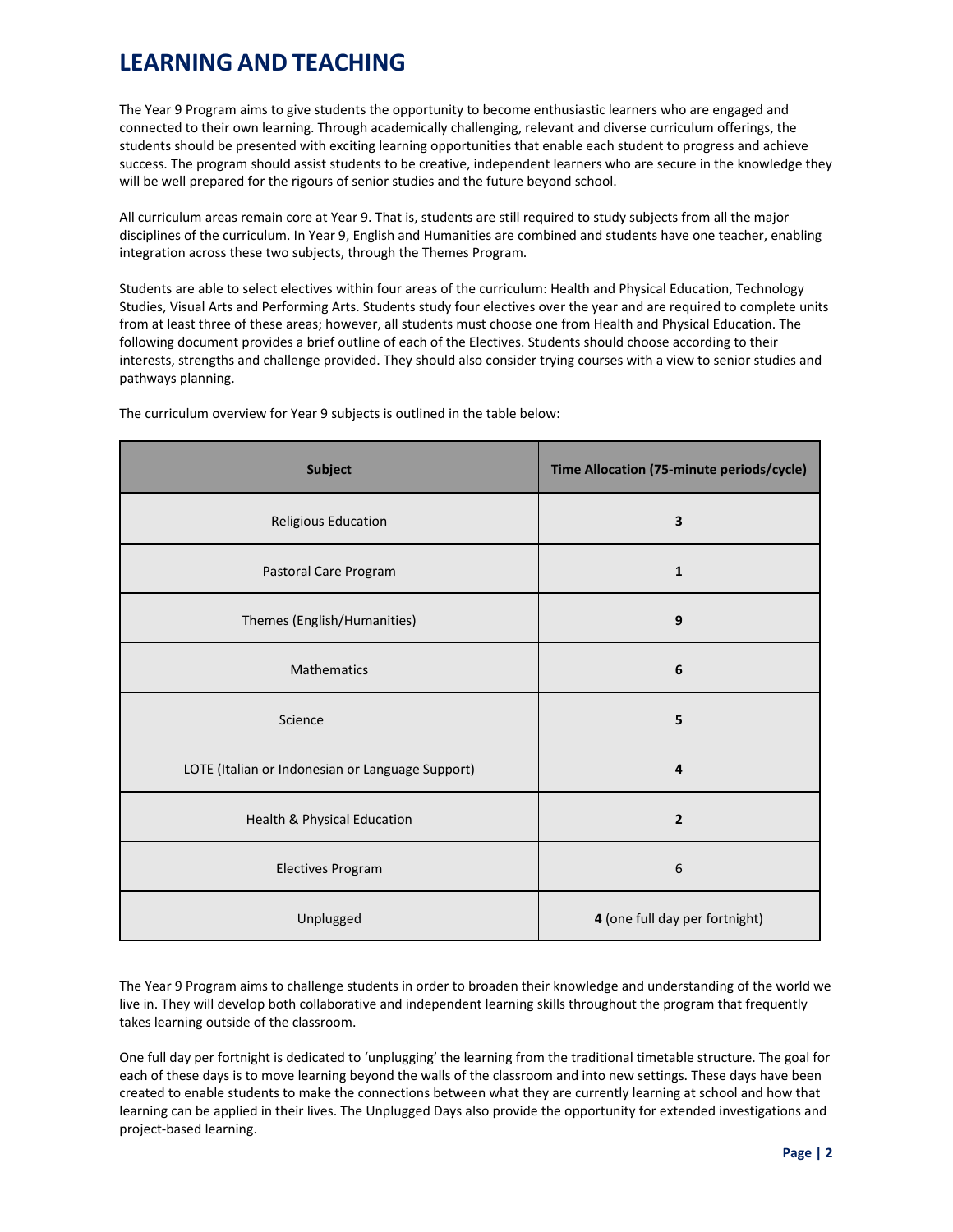# LEARNING AND TEACHING

The Year 9 Program aims to give students the opportunity to become enthusiastic learners who are engaged and connected to their own learning. Through academically challenging, relevant and diverse curriculum offerings, the students should be presented with exciting learning opportunities that enable each student to progress and achieve success. The program should assist students to be creative, independent learners who are secure in the knowledge they will be well prepared for the rigours of senior studies and the future beyond school.

All curriculum areas remain core at Year 9. That is, students are still required to study subjects from all the major disciplines of the curriculum. In Year 9, English and Humanities are combined and students have one teacher, enabling integration across these two subjects, through the Themes Program.

Students are able to select electives within four areas of the curriculum: Health and Physical Education, Technology Studies, Visual Arts and Performing Arts. Students study four electives over the year and are required to complete units from at least three of these areas; however, all students must choose one from Health and Physical Education. The following document provides a brief outline of each of the Electives. Students should choose according to their interests, strengths and challenge provided. They should also consider trying courses with a view to senior studies and pathways planning.

The curriculum overview for Year 9 subjects is outlined in the table below:

| Subject | Time Allocation (75-minute periods/cycle) |
|---|---|
| Religious Education | **3** |
| Pastoral Care Program | **1** |
| Themes (English/Humanities) | **9** |
| Mathematics | **6** |
| Science | **5** |
| LOTE (Italian or Indonesian or Language Support) | **4** |
| Health & Physical Education | **2** |
| Electives Program | 6 |
| Unplugged | **4** (one full day per fortnight) |

The Year 9 Program aims to challenge students in order to broaden their knowledge and understanding of the world we live in. They will develop both collaborative and independent learning skills throughout the program that frequently takes learning outside of the classroom.

One full day per fortnight is dedicated to 'unplugging' the learning from the traditional timetable structure. The goal for each of these days is to move learning beyond the walls of the classroom and into new settings. These days have been created to enable students to make the connections between what they are currently learning at school and how that learning can be applied in their lives. The Unplugged Days also provide the opportunity for extended investigations and project-based learning.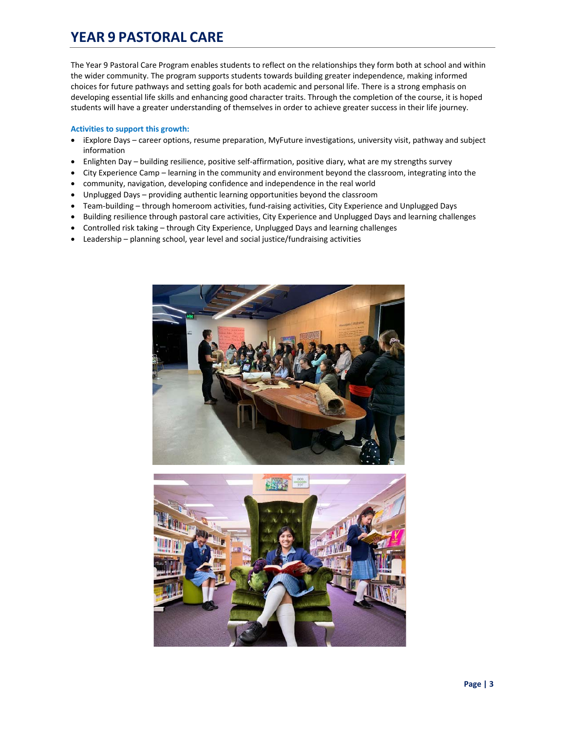# YEAR 9 PASTORAL CARE

The Year 9 Pastoral Care Program enables students to reflect on the relationships they form both at school and within the wider community. The program supports students towards building greater independence, making informed choices for future pathways and setting goals for both academic and personal life. There is a strong emphasis on developing essential life skills and enhancing good character traits. Through the completion of the course, it is hoped students will have a greater understanding of themselves in order to achieve greater success in their life journey.

**Activities to support this growth:**

- iExplore Days – career options, resume preparation, MyFuture investigations, university visit, pathway and subject information
- Enlighten Day – building resilience, positive self-affirmation, positive diary, what are my strengths survey
- City Experience Camp – learning in the community and environment beyond the classroom, integrating into the
- community, navigation, developing confidence and independence in the real world
- Unplugged Days – providing authentic learning opportunities beyond the classroom
- Team-building – through homeroom activities, fund-raising activities, City Experience and Unplugged Days
- Building resilience through pastoral care activities, City Experience and Unplugged Days and learning challenges
- Controlled risk taking – through City Experience, Unplugged Days and learning challenges
- Leadership – planning school, year level and social justice/fundraising activities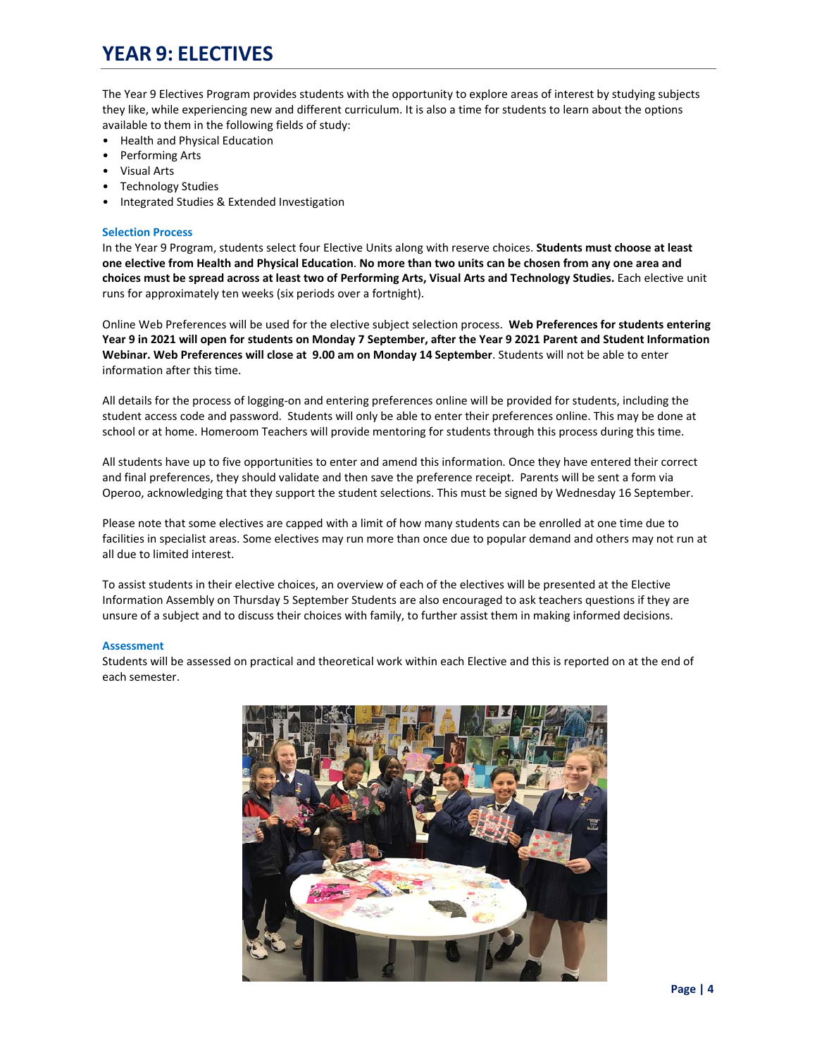# YEAR 9: ELECTIVES

The Year 9 Electives Program provides students with the opportunity to explore areas of interest by studying subjects they like, while experiencing new and different curriculum. It is also a time for students to learn about the options available to them in the following fields of study:

- Health and Physical Education
- Performing Arts
- Visual Arts
- Technology Studies
- Integrated Studies & Extended Investigation

### Selection Process

In the Year 9 Program, students select four Elective Units along with reserve choices. **Students must choose at least one elective from Health and Physical Education**. **No more than two units can be chosen from any one area and choices must be spread across at least two of Performing Arts, Visual Arts and Technology Studies.** Each elective unit runs for approximately ten weeks (six periods over a fortnight).

Online Web Preferences will be used for the elective subject selection process. **Web Preferences for students entering Year 9 in 2021 will open for students on Monday 7 September, after the Year 9 2021 Parent and Student Information Webinar. Web Preferences will close at 9.00 am on Monday 14 September**. Students will not be able to enter information after this time.

All details for the process of logging-on and entering preferences online will be provided for students, including the student access code and password. Students will only be able to enter their preferences online. This may be done at school or at home. Homeroom Teachers will provide mentoring for students through this process during this time.

All students have up to five opportunities to enter and amend this information. Once they have entered their correct and final preferences, they should validate and then save the preference receipt. Parents will be sent a form via Operoo, acknowledging that they support the student selections. This must be signed by Wednesday 16 September.

Please note that some electives are capped with a limit of how many students can be enrolled at one time due to facilities in specialist areas. Some electives may run more than once due to popular demand and others may not run at all due to limited interest.

To assist students in their elective choices, an overview of each of the electives will be presented at the Elective Information Assembly on Thursday 5 September Students are also encouraged to ask teachers questions if they are unsure of a subject and to discuss their choices with family, to further assist them in making informed decisions.

### Assessment

Students will be assessed on practical and theoretical work within each Elective and this is reported on at the end of each semester.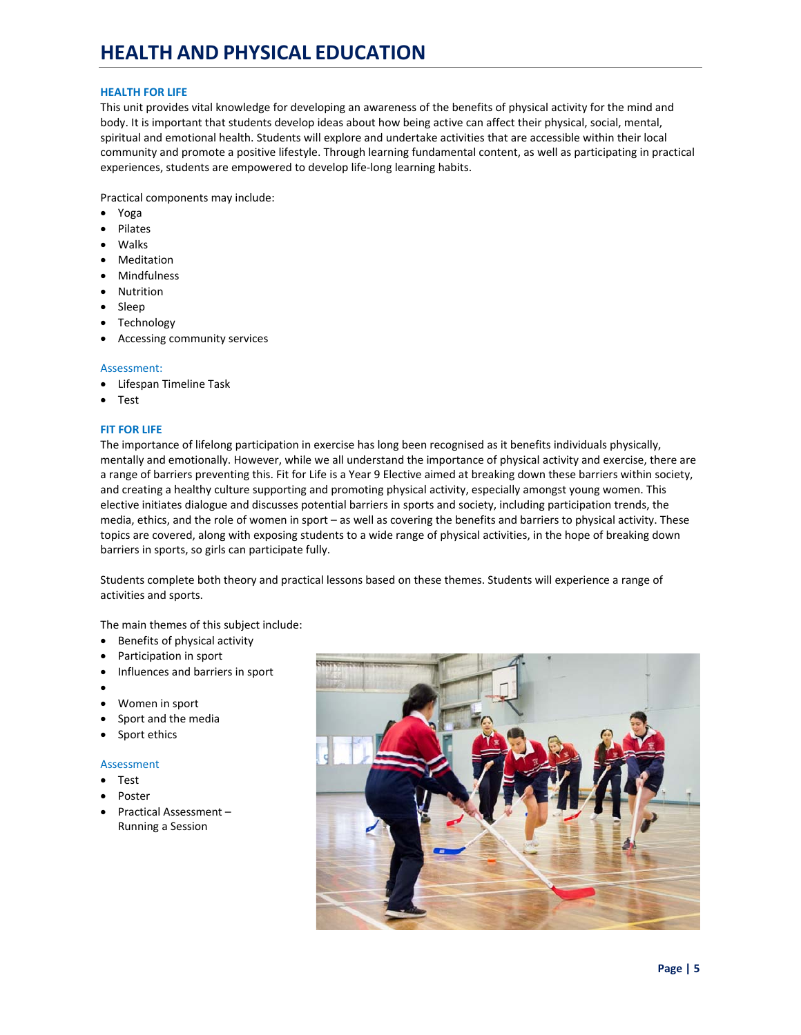# HEALTH AND PHYSICAL EDUCATION

## HEALTH FOR LIFE

This unit provides vital knowledge for developing an awareness of the benefits of physical activity for the mind and body. It is important that students develop ideas about how being active can affect their physical, social, mental, spiritual and emotional health. Students will explore and undertake activities that are accessible within their local community and promote a positive lifestyle. Through learning fundamental content, as well as participating in practical experiences, students are empowered to develop life-long learning habits.

Practical components may include:

- Yoga
- Pilates
- Walks
- Meditation
- Mindfulness
- Nutrition
- Sleep
- Technology
- Accessing community services

### Assessment:

- Lifespan Timeline Task
- Test

## FIT FOR LIFE

The importance of lifelong participation in exercise has long been recognised as it benefits individuals physically, mentally and emotionally. However, while we all understand the importance of physical activity and exercise, there are a range of barriers preventing this. Fit for Life is a Year 9 Elective aimed at breaking down these barriers within society, and creating a healthy culture supporting and promoting physical activity, especially amongst young women. This elective initiates dialogue and discusses potential barriers in sports and society, including participation trends, the media, ethics, and the role of women in sport – as well as covering the benefits and barriers to physical activity. These topics are covered, along with exposing students to a wide range of physical activities, in the hope of breaking down barriers in sports, so girls can participate fully.

Students complete both theory and practical lessons based on these themes. Students will experience a range of activities and sports.

The main themes of this subject include:

- Benefits of physical activity
- Participation in sport
- Influences and barriers in sport
- 
- Women in sport
- Sport and the media
- Sport ethics

### Assessment

- Test
- Poster
- Practical Assessment – Running a Session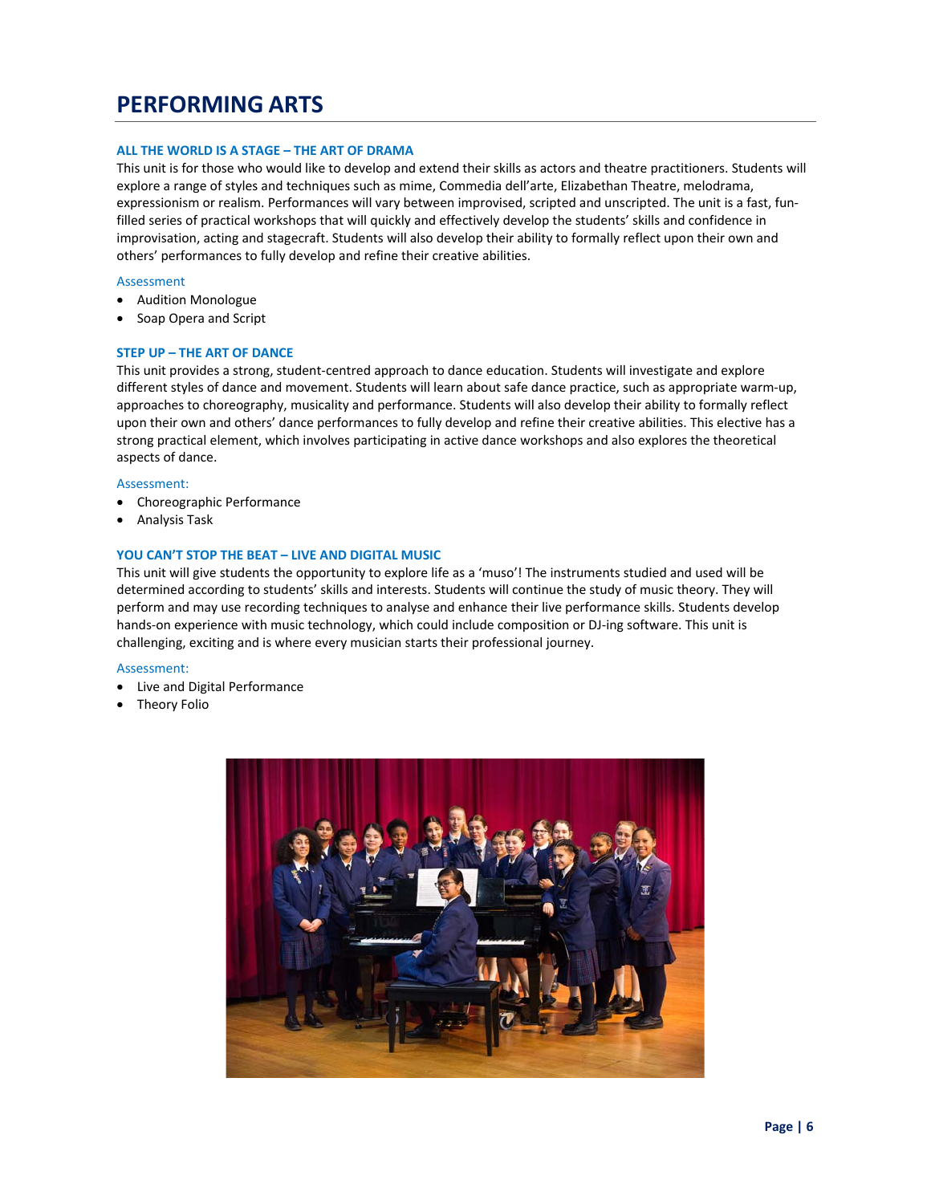# PERFORMING ARTS

### ALL THE WORLD IS A STAGE – THE ART OF DRAMA

This unit is for those who would like to develop and extend their skills as actors and theatre practitioners. Students will explore a range of styles and techniques such as mime, Commedia dell'arte, Elizabethan Theatre, melodrama, expressionism or realism. Performances will vary between improvised, scripted and unscripted. The unit is a fast, fun-filled series of practical workshops that will quickly and effectively develop the students' skills and confidence in improvisation, acting and stagecraft. Students will also develop their ability to formally reflect upon their own and others' performances to fully develop and refine their creative abilities.

Assessment

- Audition Monologue
- Soap Opera and Script

### STEP UP – THE ART OF DANCE

This unit provides a strong, student-centred approach to dance education. Students will investigate and explore different styles of dance and movement. Students will learn about safe dance practice, such as appropriate warm-up, approaches to choreography, musicality and performance. Students will also develop their ability to formally reflect upon their own and others' dance performances to fully develop and refine their creative abilities. This elective has a strong practical element, which involves participating in active dance workshops and also explores the theoretical aspects of dance.

Assessment:

- Choreographic Performance
- Analysis Task

### YOU CAN'T STOP THE BEAT – LIVE AND DIGITAL MUSIC

This unit will give students the opportunity to explore life as a 'muso'! The instruments studied and used will be determined according to students' skills and interests. Students will continue the study of music theory. They will perform and may use recording techniques to analyse and enhance their live performance skills. Students develop hands-on experience with music technology, which could include composition or DJ-ing software. This unit is challenging, exciting and is where every musician starts their professional journey.

Assessment:

- Live and Digital Performance
- Theory Folio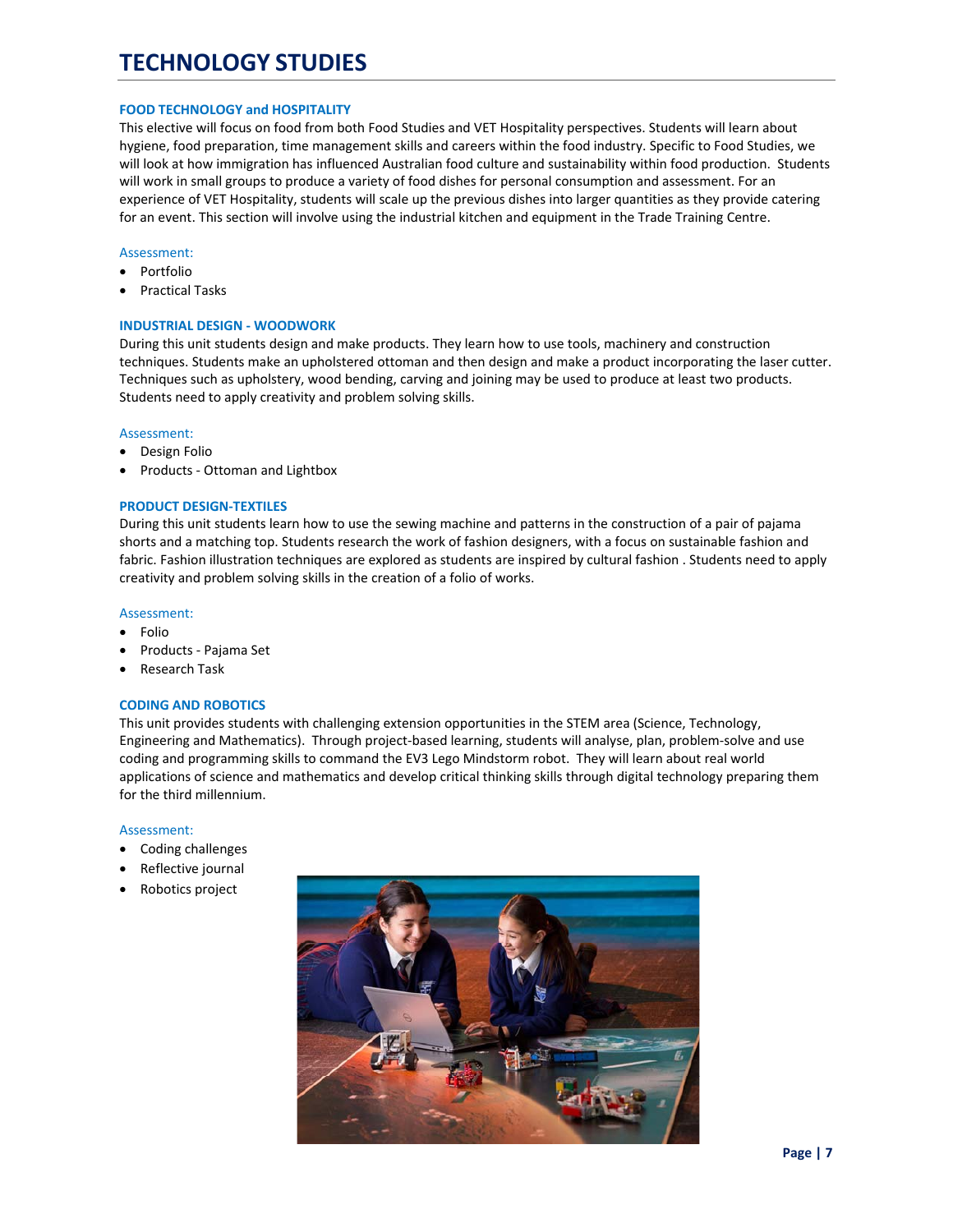# TECHNOLOGY STUDIES

### FOOD TECHNOLOGY and HOSPITALITY

This elective will focus on food from both Food Studies and VET Hospitality perspectives. Students will learn about hygiene, food preparation, time management skills and careers within the food industry. Specific to Food Studies, we will look at how immigration has influenced Australian food culture and sustainability within food production. Students will work in small groups to produce a variety of food dishes for personal consumption and assessment. For an experience of VET Hospitality, students will scale up the previous dishes into larger quantities as they provide catering for an event. This section will involve using the industrial kitchen and equipment in the Trade Training Centre.

Assessment:

- Portfolio
- Practical Tasks

### INDUSTRIAL DESIGN - WOODWORK

During this unit students design and make products. They learn how to use tools, machinery and construction techniques. Students make an upholstered ottoman and then design and make a product incorporating the laser cutter. Techniques such as upholstery, wood bending, carving and joining may be used to produce at least two products. Students need to apply creativity and problem solving skills.

Assessment:

- Design Folio
- Products - Ottoman and Lightbox

### PRODUCT DESIGN-TEXTILES

During this unit students learn how to use the sewing machine and patterns in the construction of a pair of pajama shorts and a matching top. Students research the work of fashion designers, with a focus on sustainable fashion and fabric. Fashion illustration techniques are explored as students are inspired by cultural fashion . Students need to apply creativity and problem solving skills in the creation of a folio of works.

Assessment:

- Folio
- Products - Pajama Set
- Research Task

### CODING AND ROBOTICS

This unit provides students with challenging extension opportunities in the STEM area (Science, Technology, Engineering and Mathematics). Through project-based learning, students will analyse, plan, problem-solve and use coding and programming skills to command the EV3 Lego Mindstorm robot. They will learn about real world applications of science and mathematics and develop critical thinking skills through digital technology preparing them for the third millennium.

Assessment:

- Coding challenges
- Reflective journal
- Robotics project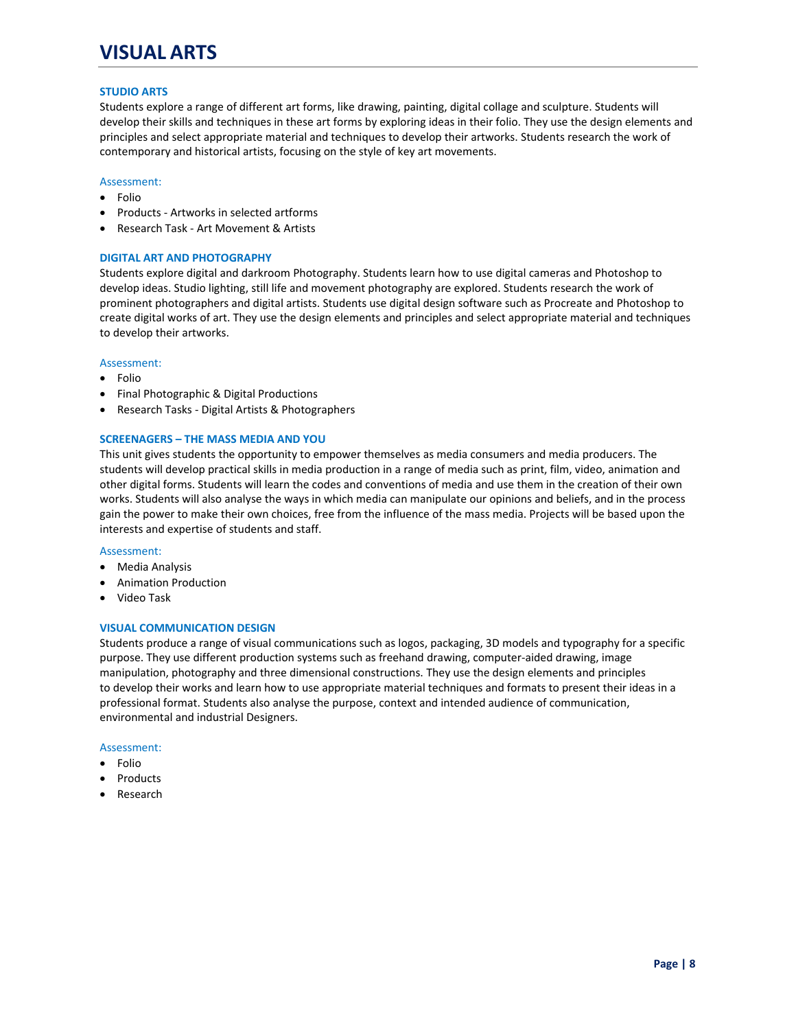# VISUAL ARTS

### STUDIO ARTS

Students explore a range of different art forms, like drawing, painting, digital collage and sculpture. Students will develop their skills and techniques in these art forms by exploring ideas in their folio. They use the design elements and principles and select appropriate material and techniques to develop their artworks. Students research the work of contemporary and historical artists, focusing on the style of key art movements.

Assessment:

- Folio
- Products - Artworks in selected artforms
- Research Task - Art Movement & Artists

### DIGITAL ART AND PHOTOGRAPHY

Students explore digital and darkroom Photography. Students learn how to use digital cameras and Photoshop to develop ideas. Studio lighting, still life and movement photography are explored. Students research the work of prominent photographers and digital artists. Students use digital design software such as Procreate and Photoshop to create digital works of art. They use the design elements and principles and select appropriate material and techniques to develop their artworks.

Assessment:

- Folio
- Final Photographic & Digital Productions
- Research Tasks - Digital Artists & Photographers

### SCREENAGERS – THE MASS MEDIA AND YOU

This unit gives students the opportunity to empower themselves as media consumers and media producers. The students will develop practical skills in media production in a range of media such as print, film, video, animation and other digital forms. Students will learn the codes and conventions of media and use them in the creation of their own works. Students will also analyse the ways in which media can manipulate our opinions and beliefs, and in the process gain the power to make their own choices, free from the influence of the mass media. Projects will be based upon the interests and expertise of students and staff.

Assessment:

- Media Analysis
- Animation Production
- Video Task

### VISUAL COMMUNICATION DESIGN

Students produce a range of visual communications such as logos, packaging, 3D models and typography for a specific purpose. They use different production systems such as freehand drawing, computer-aided drawing, image manipulation, photography and three dimensional constructions. They use the design elements and principles to develop their works and learn how to use appropriate material techniques and formats to present their ideas in a professional format. Students also analyse the purpose, context and intended audience of communication, environmental and industrial Designers.

Assessment:

- Folio
- Products
- Research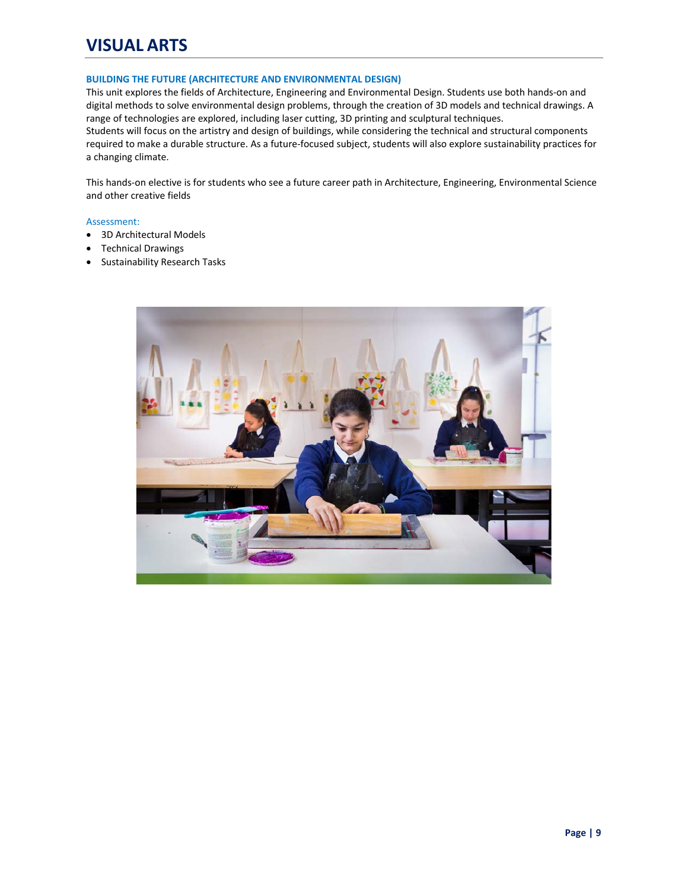# VISUAL ARTS

### BUILDING THE FUTURE (ARCHITECTURE AND ENVIRONMENTAL DESIGN)

This unit explores the fields of Architecture, Engineering and Environmental Design. Students use both hands-on and digital methods to solve environmental design problems, through the creation of 3D models and technical drawings. A range of technologies are explored, including laser cutting, 3D printing and sculptural techniques.
Students will focus on the artistry and design of buildings, while considering the technical and structural components required to make a durable structure. As a future-focused subject, students will also explore sustainability practices for a changing climate.

This hands-on elective is for students who see a future career path in Architecture, Engineering, Environmental Science and other creative fields

Assessment:

- 3D Architectural Models
- Technical Drawings
- Sustainability Research Tasks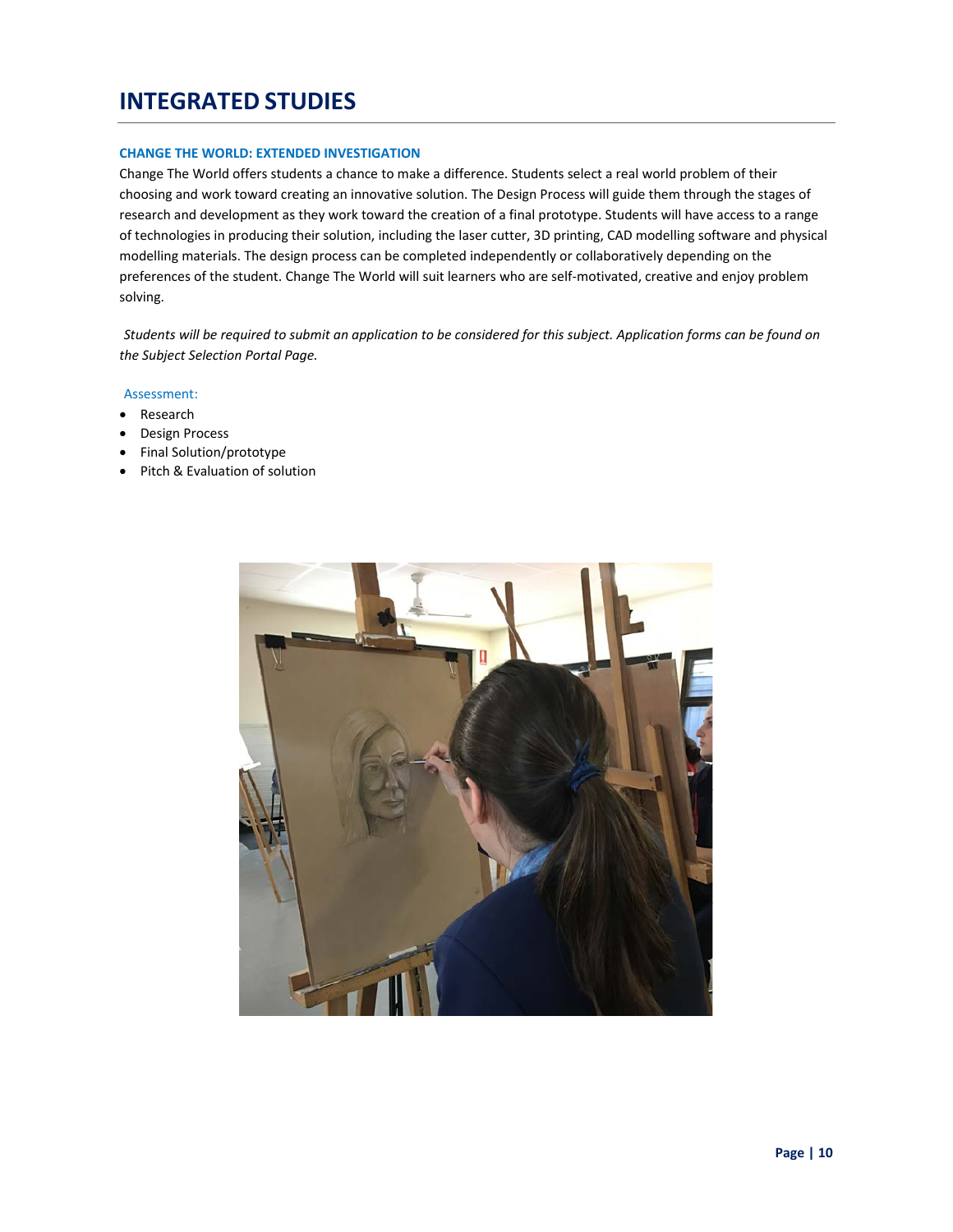# INTEGRATED STUDIES

### CHANGE THE WORLD: EXTENDED INVESTIGATION

Change The World offers students a chance to make a difference. Students select a real world problem of their choosing and work toward creating an innovative solution. The Design Process will guide them through the stages of research and development as they work toward the creation of a final prototype. Students will have access to a range of technologies in producing their solution, including the laser cutter, 3D printing, CAD modelling software and physical modelling materials. The design process can be completed independently or collaboratively depending on the preferences of the student. Change The World will suit learners who are self-motivated, creative and enjoy problem solving.

*Students will be required to submit an application to be considered for this subject. Application forms can be found on the Subject Selection Portal Page.*

Assessment:

- Research
- Design Process
- Final Solution/prototype
- Pitch & Evaluation of solution